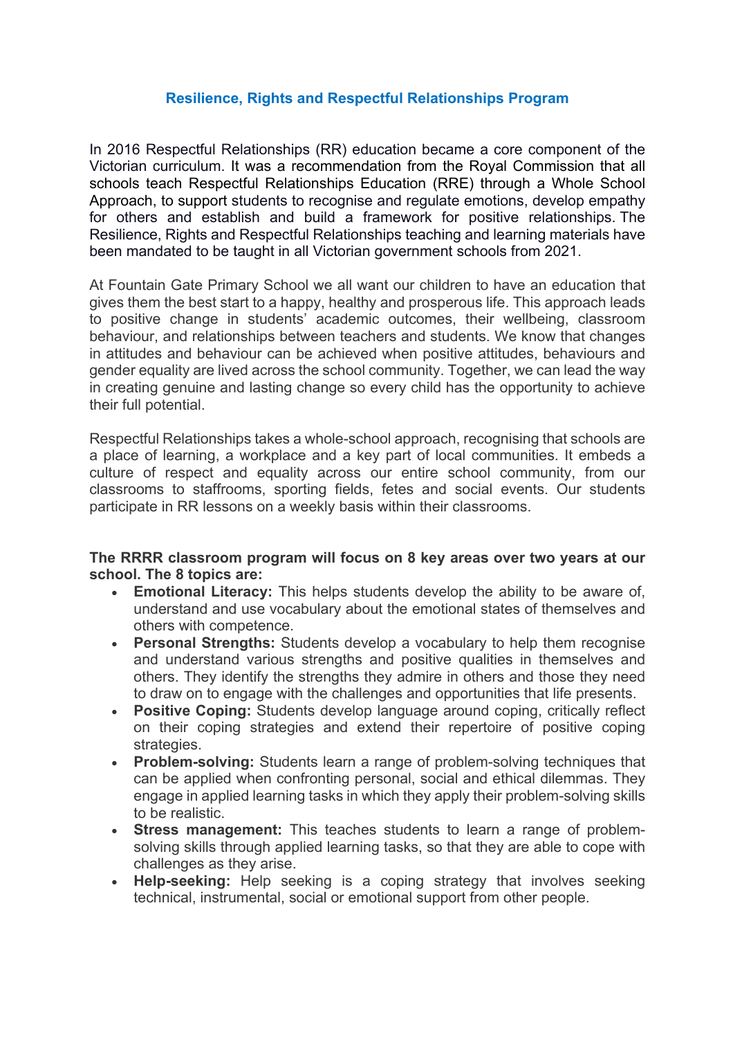# Resilience, Rights and Respectful Relationships Program

In 2016 Respectful Relationships (RR) education became a core component of the Victorian curriculum. It was a recommendation from the Royal Commission that all schools teach Respectful Relationships Education (RRE) through a Whole School Approach, to support students to recognise and regulate emotions, develop empathy for others and establish and build a framework for positive relationships. The Resilience, Rights and Respectful Relationships teaching and learning materials have been mandated to be taught in all Victorian government schools from 2021.

At Fountain Gate Primary School we all want our children to have an education that gives them the best start to a happy, healthy and prosperous life. This approach leads to positive change in students' academic outcomes, their wellbeing, classroom behaviour, and relationships between teachers and students. We know that changes in attitudes and behaviour can be achieved when positive attitudes, behaviours and gender equality are lived across the school community. Together, we can lead the way in creating genuine and lasting change so every child has the opportunity to achieve their full potential.

Respectful Relationships takes a whole-school approach, recognising that schools are a place of learning, a workplace and a key part of local communities. It embeds a culture of respect and equality across our entire school community, from our classrooms to staffrooms, sporting fields, fetes and social events. Our students participate in RR lessons on a weekly basis within their classrooms.

**The RRRR classroom program will focus on 8 key areas over two years at our school. The 8 topics are:**

- **Emotional Literacy:** This helps students develop the ability to be aware of, understand and use vocabulary about the emotional states of themselves and others with competence.
- **Personal Strengths:** Students develop a vocabulary to help them recognise and understand various strengths and positive qualities in themselves and others. They identify the strengths they admire in others and those they need to draw on to engage with the challenges and opportunities that life presents.
- **Positive Coping:** Students develop language around coping, critically reflect on their coping strategies and extend their repertoire of positive coping strategies.
- **Problem-solving:** Students learn a range of problem-solving techniques that can be applied when confronting personal, social and ethical dilemmas. They engage in applied learning tasks in which they apply their problem-solving skills to be realistic.
- **Stress management:** This teaches students to learn a range of problem-solving skills through applied learning tasks, so that they are able to cope with challenges as they arise.
- **Help-seeking:** Help seeking is a coping strategy that involves seeking technical, instrumental, social or emotional support from other people.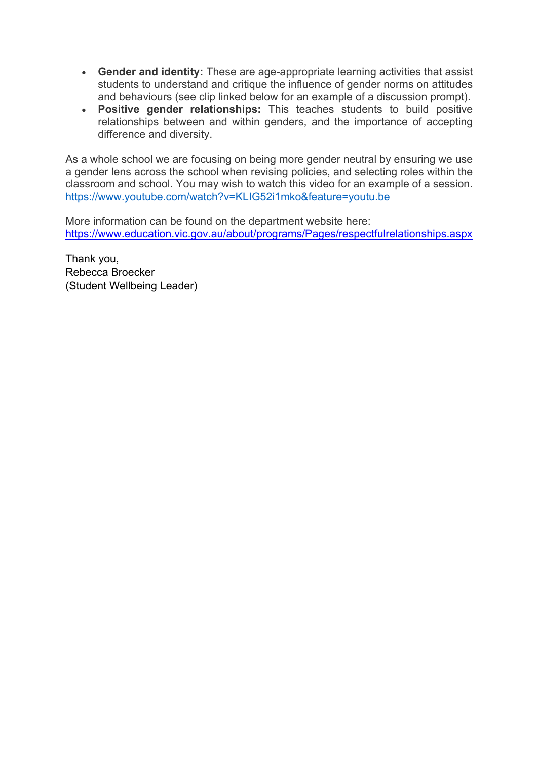- **Gender and identity:** These are age-appropriate learning activities that assist students to understand and critique the influence of gender norms on attitudes and behaviours (see clip linked below for an example of a discussion prompt).
- **Positive gender relationships:** This teaches students to build positive relationships between and within genders, and the importance of accepting difference and diversity.

As a whole school we are focusing on being more gender neutral by ensuring we use a gender lens across the school when revising policies, and selecting roles within the classroom and school. You may wish to watch this video for an example of a session. https://www.youtube.com/watch?v=KLIG52i1mko&feature=youtu.be

More information can be found on the department website here:
https://www.education.vic.gov.au/about/programs/Pages/respectfulrelationships.aspx

Thank you,
Rebecca Broecker
(Student Wellbeing Leader)